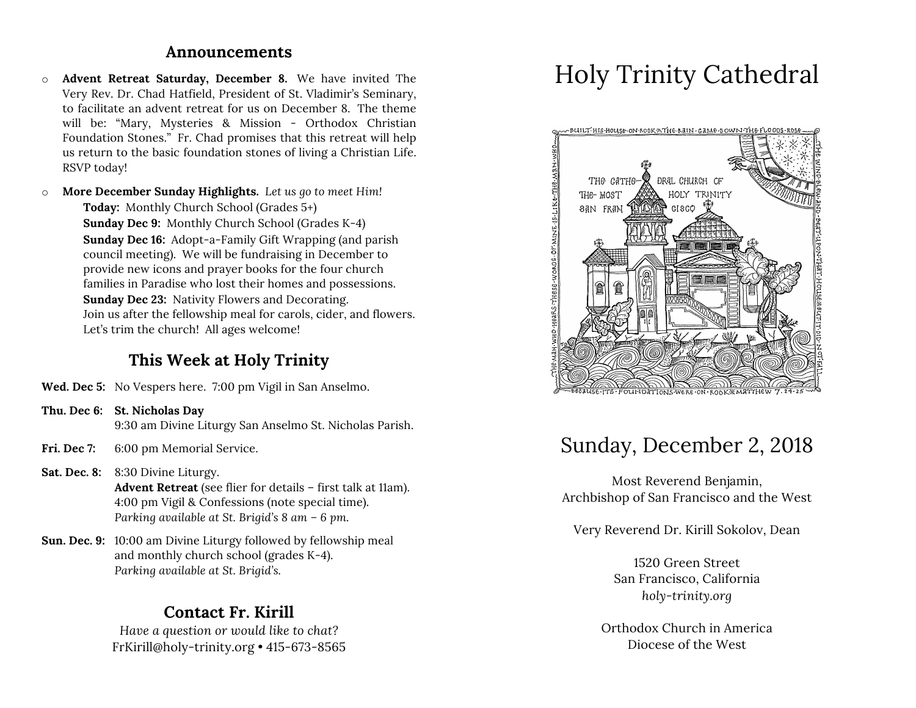## Announcements

- **Advent Retreat Saturday, December 8.** We have invited The Very Rev. Dr. Chad Hatfield, President of St. Vladimir's Seminary, to facilitate an advent retreat for us on December 8. The theme will be: "Mary, Mysteries & Mission - Orthodox Christian Foundation Stones." Fr. Chad promises that this retreat will help us return to the basic foundation stones of living a Christian Life. RSVP today!
- **More December Sunday Highlights.** *Let us go to meet Him!*
  - **Today:** Monthly Church School (Grades 5+)
  - **Sunday Dec 9:** Monthly Church School (Grades K-4)
  - **Sunday Dec 16:** Adopt-a-Family Gift Wrapping (and parish council meeting). We will be fundraising in December to provide new icons and prayer books for the four church families in Paradise who lost their homes and possessions.
  - **Sunday Dec 23:** Nativity Flowers and Decorating. Join us after the fellowship meal for carols, cider, and flowers. Let's trim the church! All ages welcome!

## This Week at Holy Trinity

**Wed. Dec 5:** No Vespers here. 7:00 pm Vigil in San Anselmo.

**Thu. Dec 6:** **St. Nicholas Day**
9:30 am Divine Liturgy San Anselmo St. Nicholas Parish.

**Fri. Dec 7:** 6:00 pm Memorial Service.

**Sat. Dec. 8:** 8:30 Divine Liturgy.
**Advent Retreat** (see flier for details – first talk at 11am).
4:00 pm Vigil & Confessions (note special time).
*Parking available at St. Brigid's 8 am – 6 pm.*

**Sun. Dec. 9:** 10:00 am Divine Liturgy followed by fellowship meal and monthly church school (grades K-4).
*Parking available at St. Brigid's.*

## Contact Fr. Kirill

*Have a question or would like to chat?*
FrKirill@holy-trinity.org • 415-673-8565

# Holy Trinity Cathedral

BUILT HIS HOUSE ON ROCK & THE RAIN CAME DOWN THE FLOODS ROSE THE WIND BLEW AND BEAT UPON THAT HOUSE & BUT IT DID NOT FALL BECAUSE ITS FOUNDATIONS WERE ON ROCK ✕ MATTHEW 7.24-25 THE MAN WHO HEARS THESE WORDS OF MINE IS LIKE THE MAN WHO

THE CATHEDRAL CHURCH OF THE MOST HOLY TRINITY SAN FRANCISCO

## Sunday, December 2, 2018

Most Reverend Benjamin,
Archbishop of San Francisco and the West

Very Reverend Dr. Kirill Sokolov, Dean

1520 Green Street
San Francisco, California
*holy-trinity.org*

Orthodox Church in America
Diocese of the West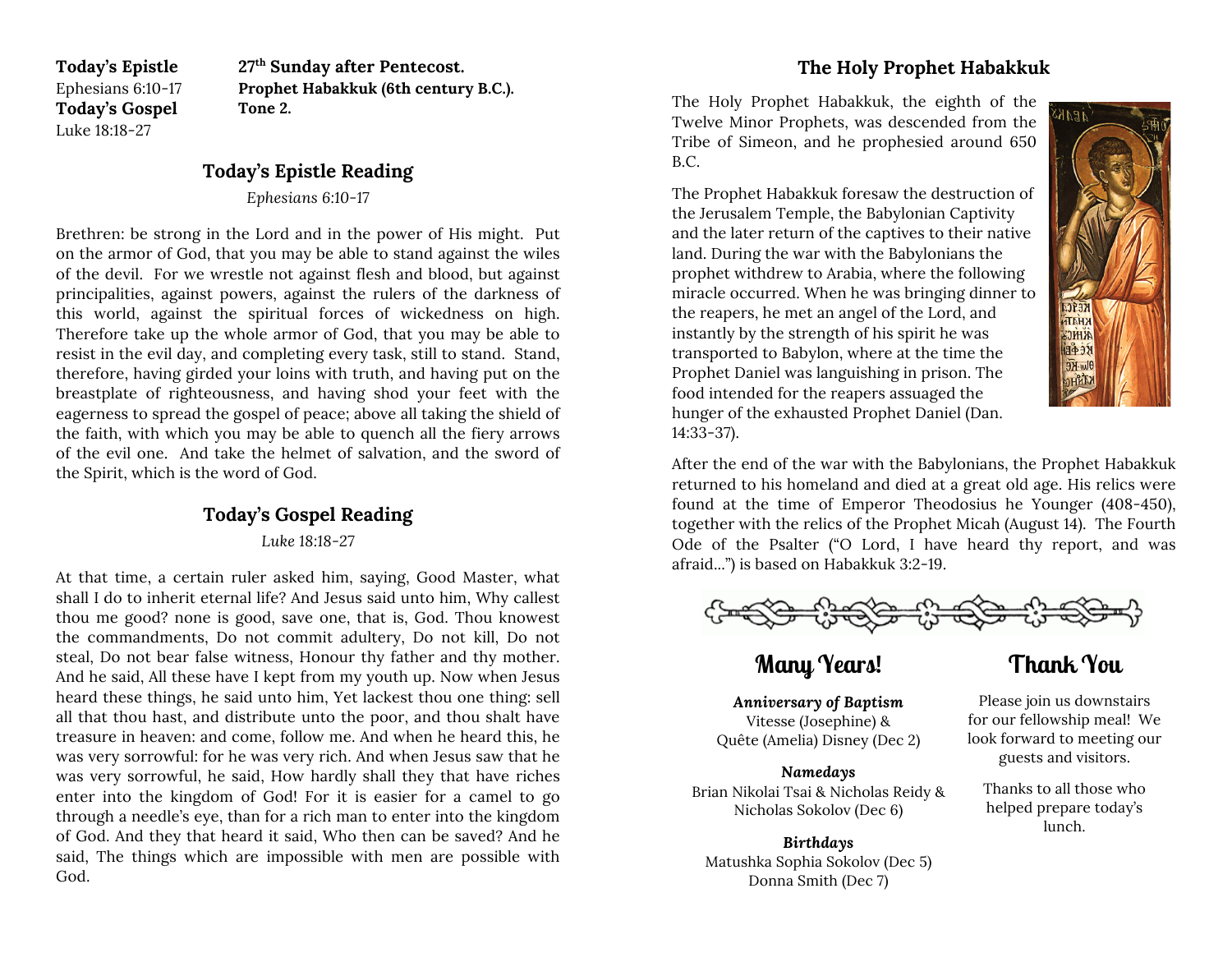**Today's Epistle**
Ephesians 6:10-17
**Today's Gospel**
Luke 18:18-27

**27th Sunday after Pentecost.**
**Prophet Habakkuk (6th century B.C.).**
**Tone 2.**

## Today's Epistle Reading

*Ephesians 6:10-17*

Brethren: be strong in the Lord and in the power of His might. Put on the armor of God, that you may be able to stand against the wiles of the devil. For we wrestle not against flesh and blood, but against principalities, against powers, against the rulers of the darkness of this world, against the spiritual forces of wickedness on high. Therefore take up the whole armor of God, that you may be able to resist in the evil day, and completing every task, still to stand. Stand, therefore, having girded your loins with truth, and having put on the breastplate of righteousness, and having shod your feet with the eagerness to spread the gospel of peace; above all taking the shield of the faith, with which you may be able to quench all the fiery arrows of the evil one. And take the helmet of salvation, and the sword of the Spirit, which is the word of God.

## Today's Gospel Reading

*Luke 18:18-27*

At that time, a certain ruler asked him, saying, Good Master, what shall I do to inherit eternal life? And Jesus said unto him, Why callest thou me good? none is good, save one, that is, God. Thou knowest the commandments, Do not commit adultery, Do not kill, Do not steal, Do not bear false witness, Honour thy father and thy mother. And he said, All these have I kept from my youth up. Now when Jesus heard these things, he said unto him, Yet lackest thou one thing: sell all that thou hast, and distribute unto the poor, and thou shalt have treasure in heaven: and come, follow me. And when he heard this, he was very sorrowful: for he was very rich. And when Jesus saw that he was very sorrowful, he said, How hardly shall they that have riches enter into the kingdom of God! For it is easier for a camel to go through a needle's eye, than for a rich man to enter into the kingdom of God. And they that heard it said, Who then can be saved? And he said, The things which are impossible with men are possible with God.

## The Holy Prophet Habakkuk

The Holy Prophet Habakkuk, the eighth of the Twelve Minor Prophets, was descended from the Tribe of Simeon, and he prophesied around 650 B.C.

The Prophet Habakkuk foresaw the destruction of the Jerusalem Temple, the Babylonian Captivity and the later return of the captives to their native land. During the war with the Babylonians the prophet withdrew to Arabia, where the following miracle occurred. When he was bringing dinner to the reapers, he met an angel of the Lord, and instantly by the strength of his spirit he was transported to Babylon, where at the time the Prophet Daniel was languishing in prison. The food intended for the reapers assuaged the hunger of the exhausted Prophet Daniel (Dan. 14:33-37).

After the end of the war with the Babylonians, the Prophet Habakkuk returned to his homeland and died at a great old age. His relics were found at the time of Emperor Theodosius he Younger (408-450), together with the relics of the Prophet Micah (August 14). The Fourth Ode of the Psalter ("O Lord, I have heard thy report, and was afraid...") is based on Habakkuk 3:2-19.

## Many Years!

***Anniversary of Baptism***
Vitesse (Josephine) & Quête (Amelia) Disney (Dec 2)

***Namedays***
Brian Nikolai Tsai & Nicholas Reidy & Nicholas Sokolov (Dec 6)

***Birthdays***
Matushka Sophia Sokolov (Dec 5)
Donna Smith (Dec 7)

## Thank You

Please join us downstairs for our fellowship meal! We look forward to meeting our guests and visitors.

Thanks to all those who helped prepare today's lunch.